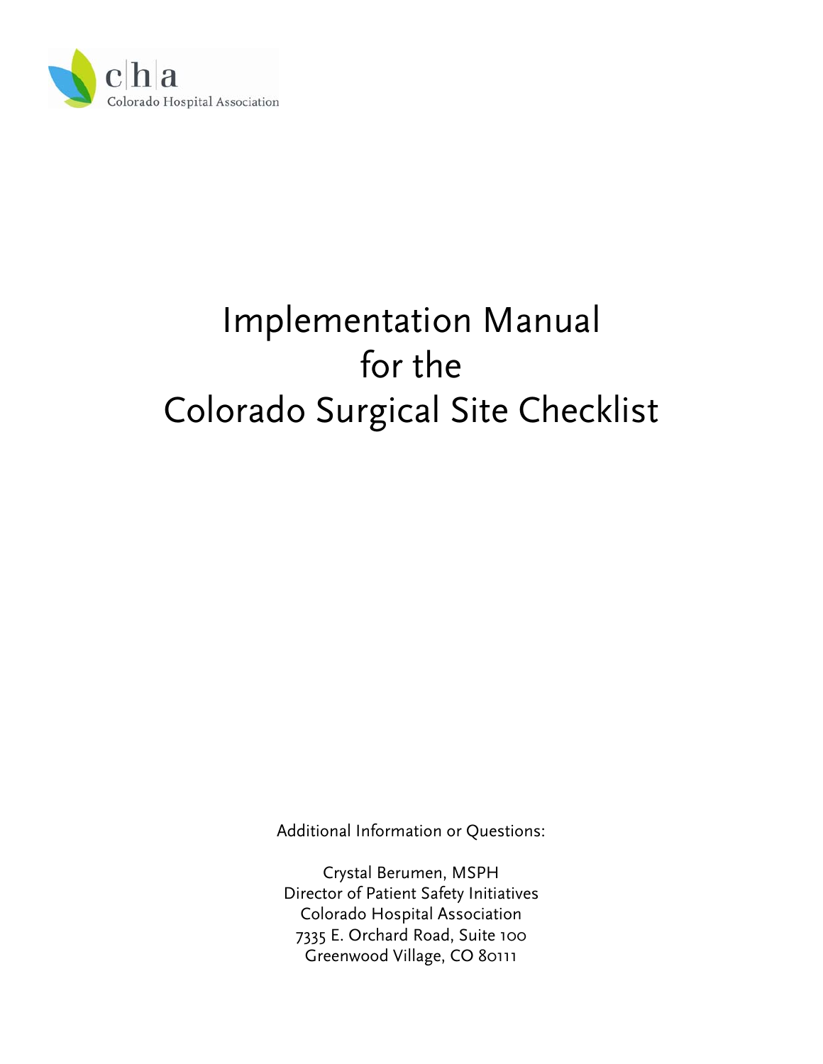cha
Colorado Hospital Association

# Implementation Manual for the Colorado Surgical Site Checklist

Additional Information or Questions:

Crystal Berumen, MSPH
Director of Patient Safety Initiatives
Colorado Hospital Association
7335 E. Orchard Road, Suite 100
Greenwood Village, CO 80111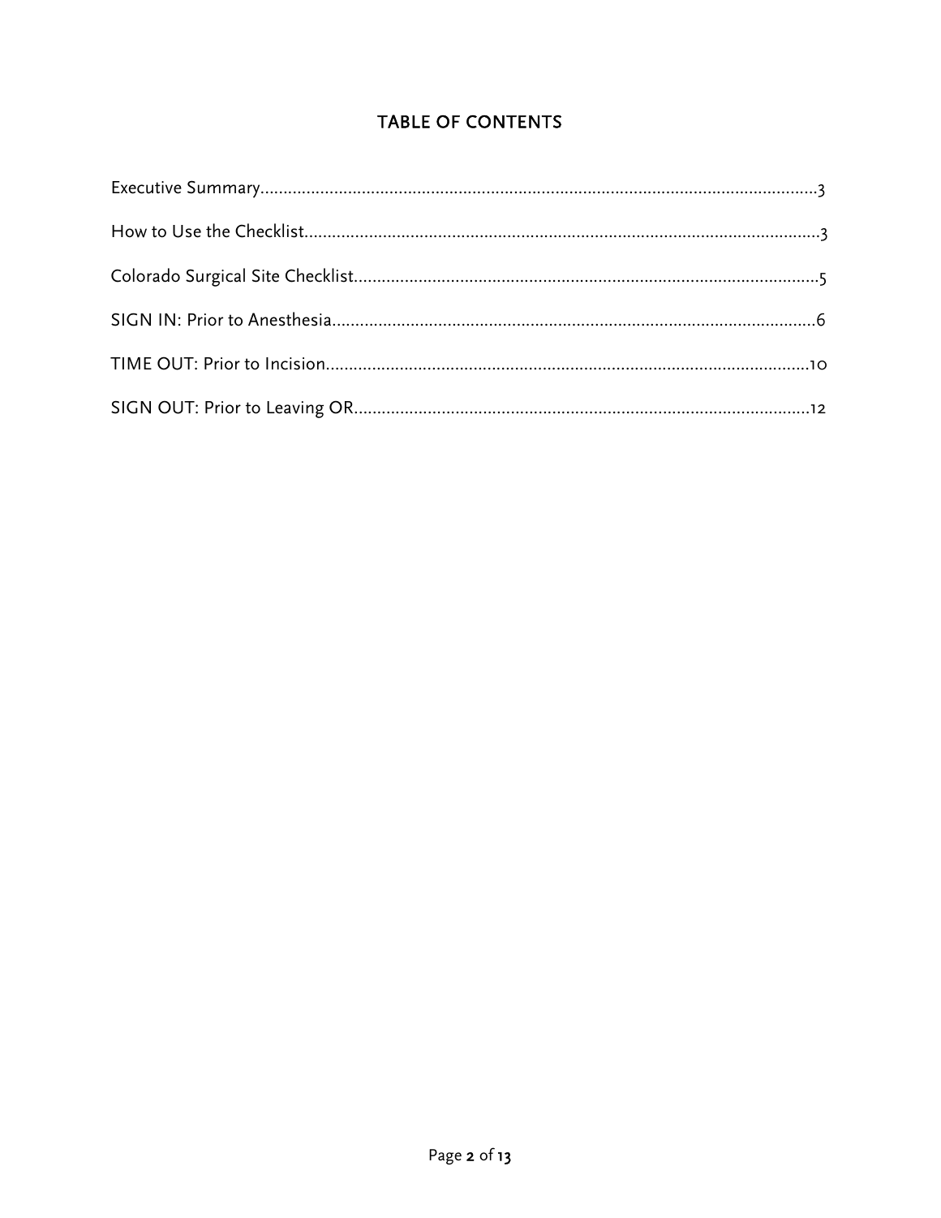## TABLE OF CONTENTS

Executive Summary........................................................................................................................3

How to Use the Checklist...............................................................................................................3

Colorado Surgical Site Checklist....................................................................................................5

SIGN IN: Prior to Anesthesia........................................................................................................6

TIME OUT: Prior to Incision........................................................................................................10

SIGN OUT: Prior to Leaving OR..................................................................................................12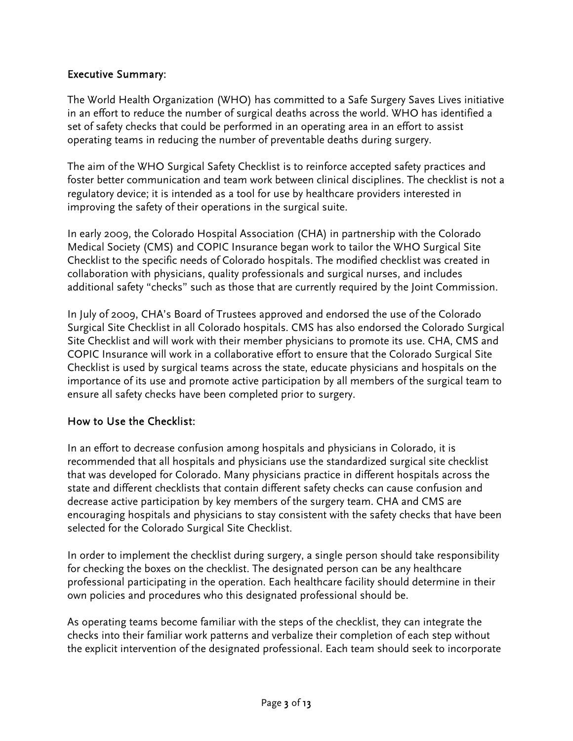## Executive Summary:

The World Health Organization (WHO) has committed to a Safe Surgery Saves Lives initiative in an effort to reduce the number of surgical deaths across the world. WHO has identified a set of safety checks that could be performed in an operating area in an effort to assist operating teams in reducing the number of preventable deaths during surgery.

The aim of the WHO Surgical Safety Checklist is to reinforce accepted safety practices and foster better communication and team work between clinical disciplines. The checklist is not a regulatory device; it is intended as a tool for use by healthcare providers interested in improving the safety of their operations in the surgical suite.

In early 2009, the Colorado Hospital Association (CHA) in partnership with the Colorado Medical Society (CMS) and COPIC Insurance began work to tailor the WHO Surgical Site Checklist to the specific needs of Colorado hospitals. The modified checklist was created in collaboration with physicians, quality professionals and surgical nurses, and includes additional safety "checks" such as those that are currently required by the Joint Commission.

In July of 2009, CHA's Board of Trustees approved and endorsed the use of the Colorado Surgical Site Checklist in all Colorado hospitals. CMS has also endorsed the Colorado Surgical Site Checklist and will work with their member physicians to promote its use. CHA, CMS and COPIC Insurance will work in a collaborative effort to ensure that the Colorado Surgical Site Checklist is used by surgical teams across the state, educate physicians and hospitals on the importance of its use and promote active participation by all members of the surgical team to ensure all safety checks have been completed prior to surgery.

## How to Use the Checklist:

In an effort to decrease confusion among hospitals and physicians in Colorado, it is recommended that all hospitals and physicians use the standardized surgical site checklist that was developed for Colorado. Many physicians practice in different hospitals across the state and different checklists that contain different safety checks can cause confusion and decrease active participation by key members of the surgery team. CHA and CMS are encouraging hospitals and physicians to stay consistent with the safety checks that have been selected for the Colorado Surgical Site Checklist.

In order to implement the checklist during surgery, a single person should take responsibility for checking the boxes on the checklist. The designated person can be any healthcare professional participating in the operation. Each healthcare facility should determine in their own policies and procedures who this designated professional should be.

As operating teams become familiar with the steps of the checklist, they can integrate the checks into their familiar work patterns and verbalize their completion of each step without the explicit intervention of the designated professional. Each team should seek to incorporate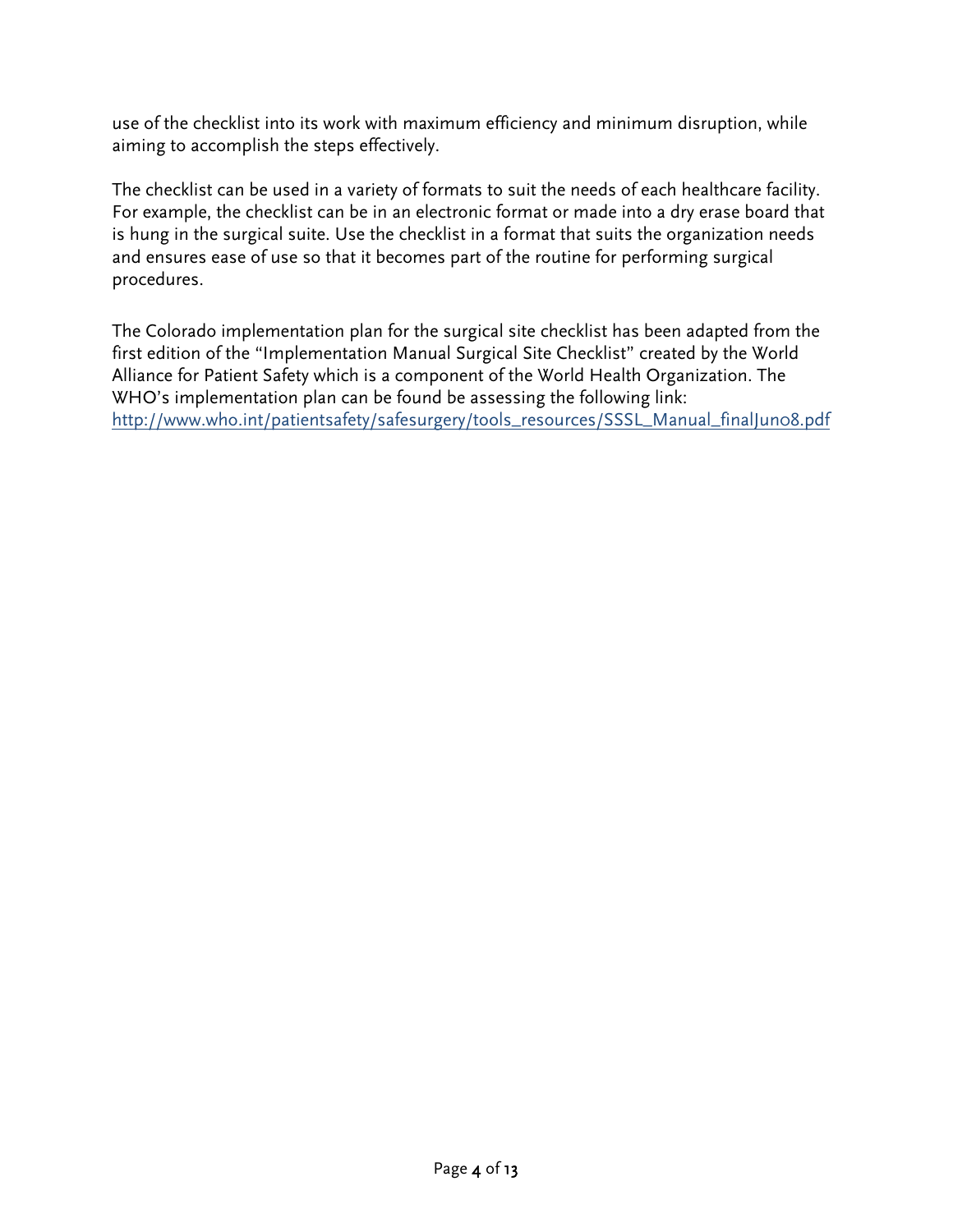use of the checklist into its work with maximum efficiency and minimum disruption, while aiming to accomplish the steps effectively.

The checklist can be used in a variety of formats to suit the needs of each healthcare facility. For example, the checklist can be in an electronic format or made into a dry erase board that is hung in the surgical suite. Use the checklist in a format that suits the organization needs and ensures ease of use so that it becomes part of the routine for performing surgical procedures.

The Colorado implementation plan for the surgical site checklist has been adapted from the first edition of the "Implementation Manual Surgical Site Checklist" created by the World Alliance for Patient Safety which is a component of the World Health Organization. The WHO's implementation plan can be found be assessing the following link: http://www.who.int/patientsafety/safesurgery/tools_resources/SSSL_Manual_finalJun08.pdf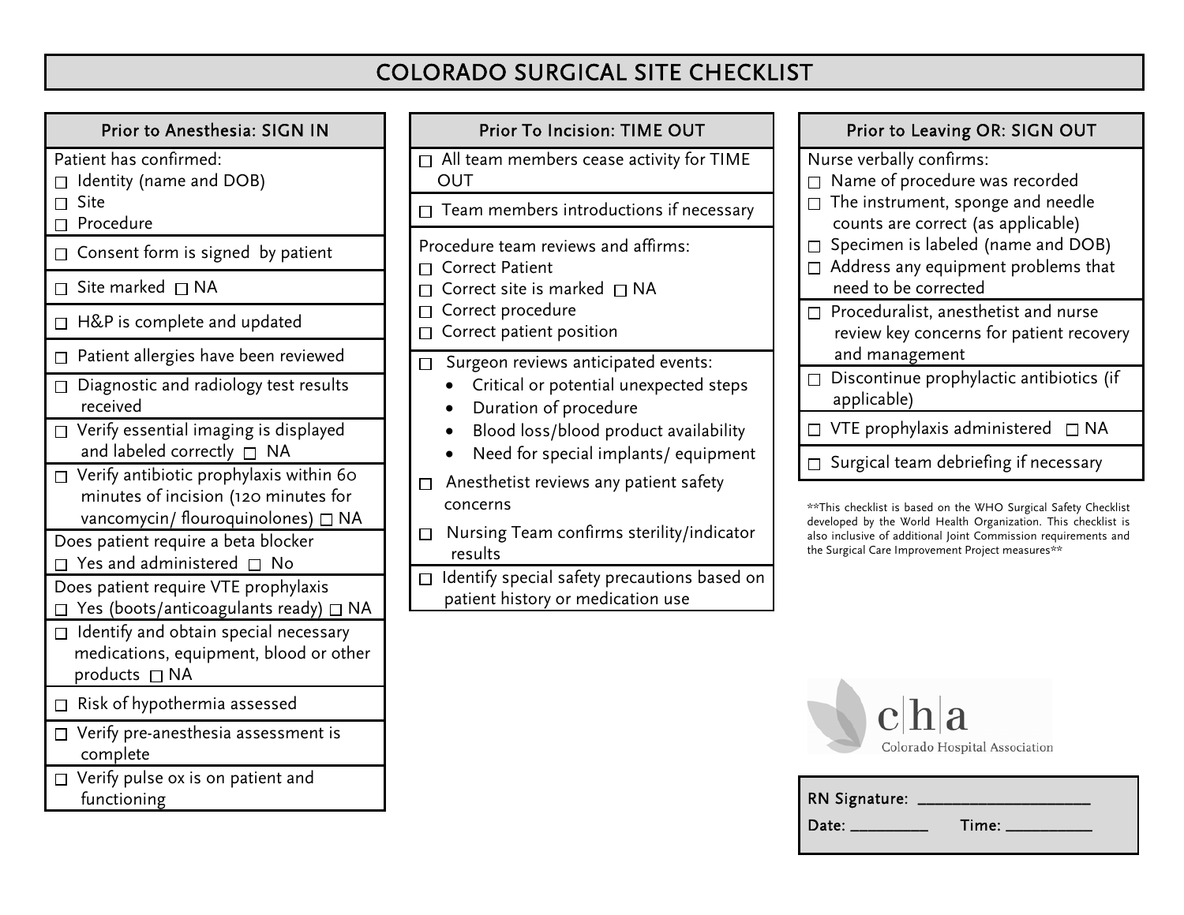# COLORADO SURGICAL SITE CHECKLIST

## Prior to Anesthesia: SIGN IN

Patient has confirmed:
- ☐ Identity (name and DOB)
- ☐ Site
- ☐ Procedure

☐ Consent form is signed by patient

☐ Site marked ☐ NA

☐ H&P is complete and updated

☐ Patient allergies have been reviewed

☐ Diagnostic and radiology test results received

☐ Verify essential imaging is displayed and labeled correctly ☐ NA

☐ Verify antibiotic prophylaxis within 60 minutes of incision (120 minutes for vancomycin/ flouroquinolones) ☐ NA

Does patient require a beta blocker
☐ Yes and administered ☐ No

Does patient require VTE prophylaxis
☐ Yes (boots/anticoagulants ready) ☐ NA

☐ Identify and obtain special necessary medications, equipment, blood or other products ☐ NA

☐ Risk of hypothermia assessed

☐ Verify pre-anesthesia assessment is complete

☐ Verify pulse ox is on patient and functioning

## Prior To Incision: TIME OUT

☐ All team members cease activity for TIME OUT

☐ Team members introductions if necessary

Procedure team reviews and affirms:
- ☐ Correct Patient
- ☐ Correct site is marked ☐ NA
- ☐ Correct procedure
- ☐ Correct patient position

☐ Surgeon reviews anticipated events:
- Critical or potential unexpected steps
- Duration of procedure
- Blood loss/blood product availability
- Need for special implants/ equipment

☐ Anesthetist reviews any patient safety concerns

☐ Nursing Team confirms sterility/indicator results

☐ Identify special safety precautions based on patient history or medication use

## Prior to Leaving OR: SIGN OUT

Nurse verbally confirms:
- ☐ Name of procedure was recorded
- ☐ The instrument, sponge and needle counts are correct (as applicable)
- ☐ Specimen is labeled (name and DOB)
- ☐ Address any equipment problems that need to be corrected

☐ Proceduralist, anesthetist and nurse review key concerns for patient recovery and management

☐ Discontinue prophylactic antibiotics (if applicable)

☐ VTE prophylaxis administered ☐ NA

☐ Surgical team debriefing if necessary

**This checklist is based on the WHO Surgical Safety Checklist developed by the World Health Organization. This checklist is also inclusive of additional Joint Commission requirements and the Surgical Care Improvement Project measures**

c|h|a Colorado Hospital Association

RN Signature: ____________________

Date: _________ Time: __________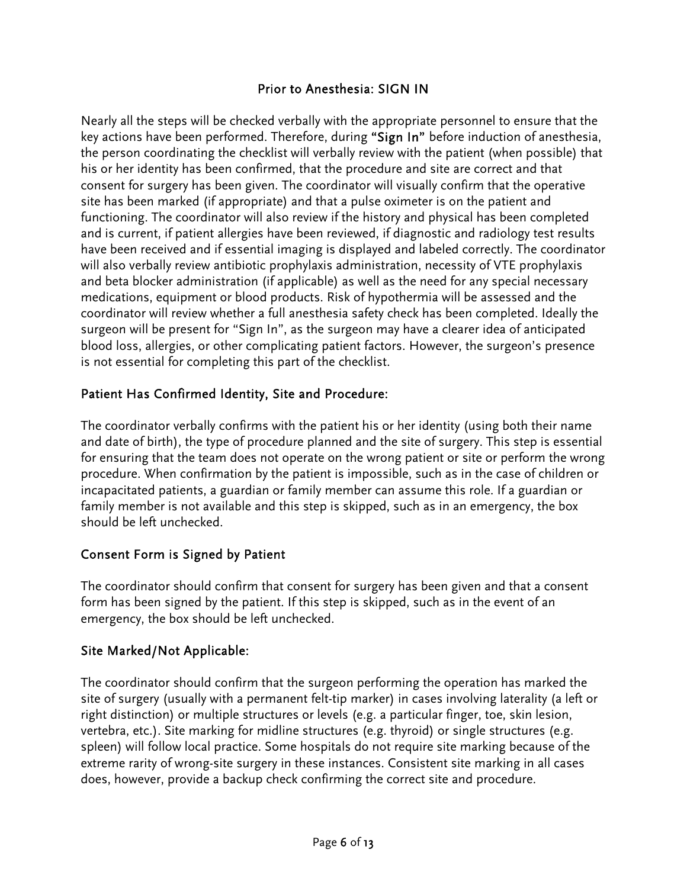## Prior to Anesthesia: SIGN IN

Nearly all the steps will be checked verbally with the appropriate personnel to ensure that the key actions have been performed. Therefore, during **"Sign In"** before induction of anesthesia, the person coordinating the checklist will verbally review with the patient (when possible) that his or her identity has been confirmed, that the procedure and site are correct and that consent for surgery has been given. The coordinator will visually confirm that the operative site has been marked (if appropriate) and that a pulse oximeter is on the patient and functioning. The coordinator will also review if the history and physical has been completed and is current, if patient allergies have been reviewed, if diagnostic and radiology test results have been received and if essential imaging is displayed and labeled correctly. The coordinator will also verbally review antibiotic prophylaxis administration, necessity of VTE prophylaxis and beta blocker administration (if applicable) as well as the need for any special necessary medications, equipment or blood products. Risk of hypothermia will be assessed and the coordinator will review whether a full anesthesia safety check has been completed. Ideally the surgeon will be present for "Sign In", as the surgeon may have a clearer idea of anticipated blood loss, allergies, or other complicating patient factors. However, the surgeon's presence is not essential for completing this part of the checklist.

### Patient Has Confirmed Identity, Site and Procedure:

The coordinator verbally confirms with the patient his or her identity (using both their name and date of birth), the type of procedure planned and the site of surgery. This step is essential for ensuring that the team does not operate on the wrong patient or site or perform the wrong procedure. When confirmation by the patient is impossible, such as in the case of children or incapacitated patients, a guardian or family member can assume this role. If a guardian or family member is not available and this step is skipped, such as in an emergency, the box should be left unchecked.

### Consent Form is Signed by Patient

The coordinator should confirm that consent for surgery has been given and that a consent form has been signed by the patient. If this step is skipped, such as in the event of an emergency, the box should be left unchecked.

### Site Marked/Not Applicable:

The coordinator should confirm that the surgeon performing the operation has marked the site of surgery (usually with a permanent felt-tip marker) in cases involving laterality (a left or right distinction) or multiple structures or levels (e.g. a particular finger, toe, skin lesion, vertebra, etc.). Site marking for midline structures (e.g. thyroid) or single structures (e.g. spleen) will follow local practice. Some hospitals do not require site marking because of the extreme rarity of wrong-site surgery in these instances. Consistent site marking in all cases does, however, provide a backup check confirming the correct site and procedure.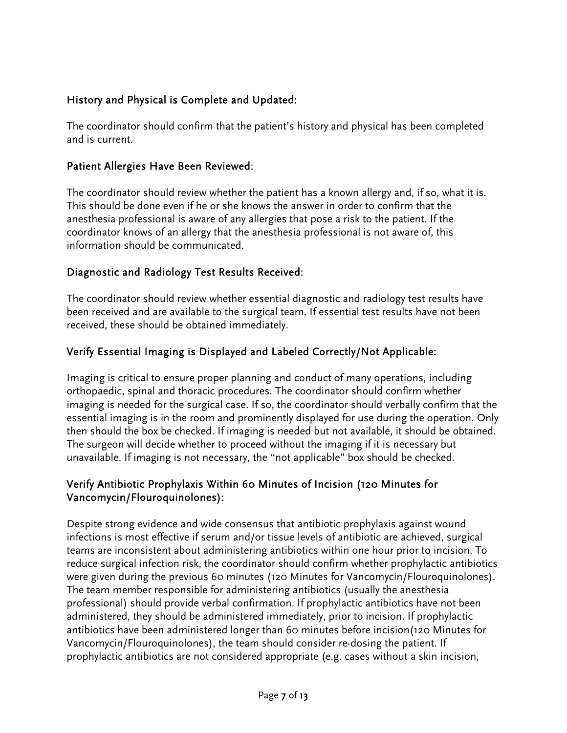### History and Physical is Complete and Updated:

The coordinator should confirm that the patient's history and physical has been completed and is current.

### Patient Allergies Have Been Reviewed:

The coordinator should review whether the patient has a known allergy and, if so, what it is. This should be done even if he or she knows the answer in order to confirm that the anesthesia professional is aware of any allergies that pose a risk to the patient. If the coordinator knows of an allergy that the anesthesia professional is not aware of, this information should be communicated.

### Diagnostic and Radiology Test Results Received:

The coordinator should review whether essential diagnostic and radiology test results have been received and are available to the surgical team. If essential test results have not been received, these should be obtained immediately.

### Verify Essential Imaging is Displayed and Labeled Correctly/Not Applicable:

Imaging is critical to ensure proper planning and conduct of many operations, including orthopaedic, spinal and thoracic procedures. The coordinator should confirm whether imaging is needed for the surgical case. If so, the coordinator should verbally confirm that the essential imaging is in the room and prominently displayed for use during the operation. Only then should the box be checked. If imaging is needed but not available, it should be obtained. The surgeon will decide whether to proceed without the imaging if it is necessary but unavailable. If imaging is not necessary, the "not applicable" box should be checked.

### Verify Antibiotic Prophylaxis Within 60 Minutes of Incision (120 Minutes for Vancomycin/Flouroquinolones):

Despite strong evidence and wide consensus that antibiotic prophylaxis against wound infections is most effective if serum and/or tissue levels of antibiotic are achieved, surgical teams are inconsistent about administering antibiotics within one hour prior to incision. To reduce surgical infection risk, the coordinator should confirm whether prophylactic antibiotics were given during the previous 60 minutes (120 Minutes for Vancomycin/Flouroquinolones). The team member responsible for administering antibiotics (usually the anesthesia professional) should provide verbal confirmation. If prophylactic antibiotics have not been administered, they should be administered immediately, prior to incision. If prophylactic antibiotics have been administered longer than 60 minutes before incision(120 Minutes for Vancomycin/Flouroquinolones), the team should consider re-dosing the patient. If prophylactic antibiotics are not considered appropriate (e.g. cases without a skin incision,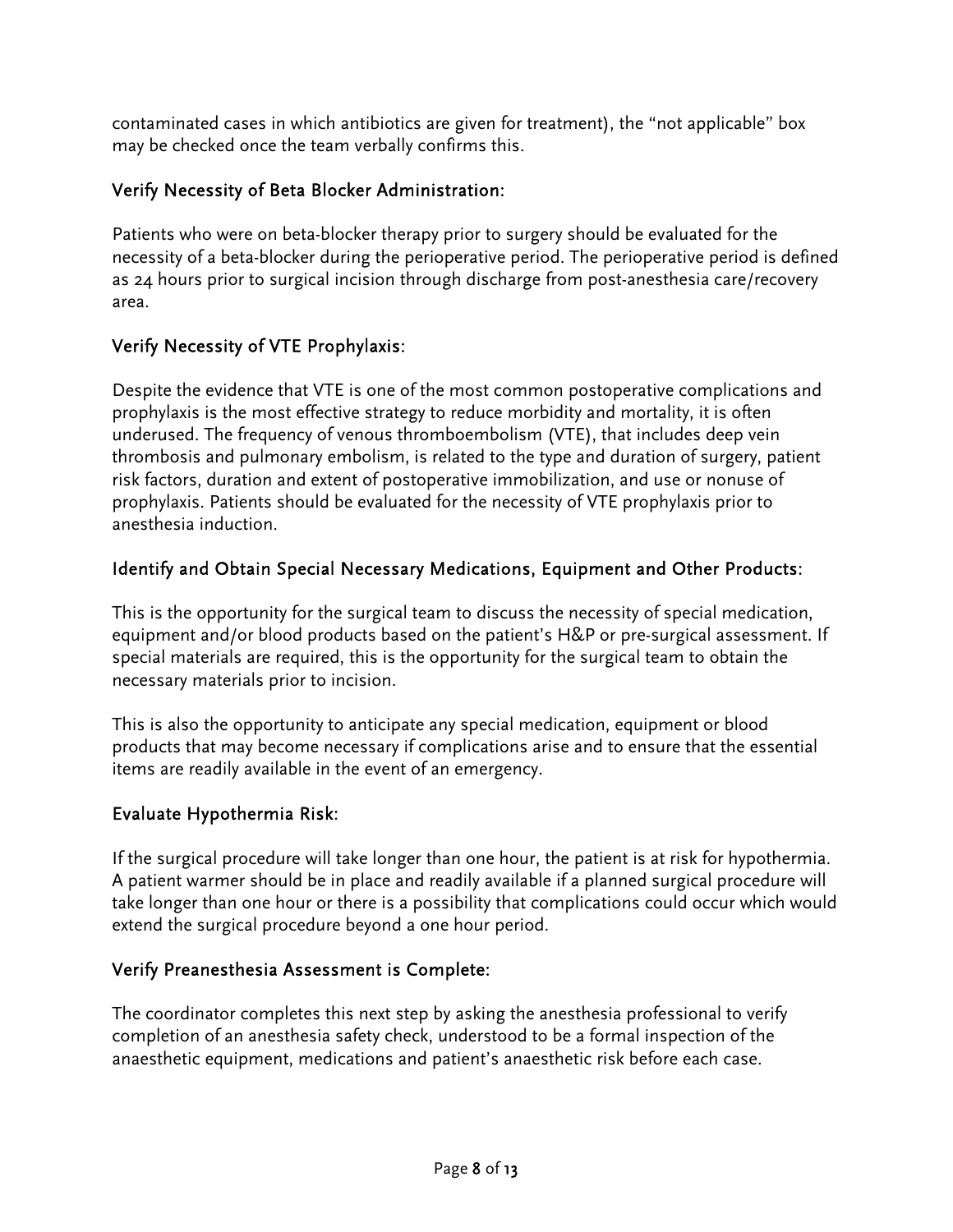contaminated cases in which antibiotics are given for treatment), the "not applicable" box may be checked once the team verbally confirms this.

### Verify Necessity of Beta Blocker Administration:

Patients who were on beta-blocker therapy prior to surgery should be evaluated for the necessity of a beta-blocker during the perioperative period. The perioperative period is defined as 24 hours prior to surgical incision through discharge from post-anesthesia care/recovery area.

### Verify Necessity of VTE Prophylaxis:

Despite the evidence that VTE is one of the most common postoperative complications and prophylaxis is the most effective strategy to reduce morbidity and mortality, it is often underused. The frequency of venous thromboembolism (VTE), that includes deep vein thrombosis and pulmonary embolism, is related to the type and duration of surgery, patient risk factors, duration and extent of postoperative immobilization, and use or nonuse of prophylaxis. Patients should be evaluated for the necessity of VTE prophylaxis prior to anesthesia induction.

### Identify and Obtain Special Necessary Medications, Equipment and Other Products:

This is the opportunity for the surgical team to discuss the necessity of special medication, equipment and/or blood products based on the patient's H&P or pre-surgical assessment. If special materials are required, this is the opportunity for the surgical team to obtain the necessary materials prior to incision.

This is also the opportunity to anticipate any special medication, equipment or blood products that may become necessary if complications arise and to ensure that the essential items are readily available in the event of an emergency.

### Evaluate Hypothermia Risk:

If the surgical procedure will take longer than one hour, the patient is at risk for hypothermia. A patient warmer should be in place and readily available if a planned surgical procedure will take longer than one hour or there is a possibility that complications could occur which would extend the surgical procedure beyond a one hour period.

### Verify Preanesthesia Assessment is Complete:

The coordinator completes this next step by asking the anesthesia professional to verify completion of an anesthesia safety check, understood to be a formal inspection of the anaesthetic equipment, medications and patient's anaesthetic risk before each case.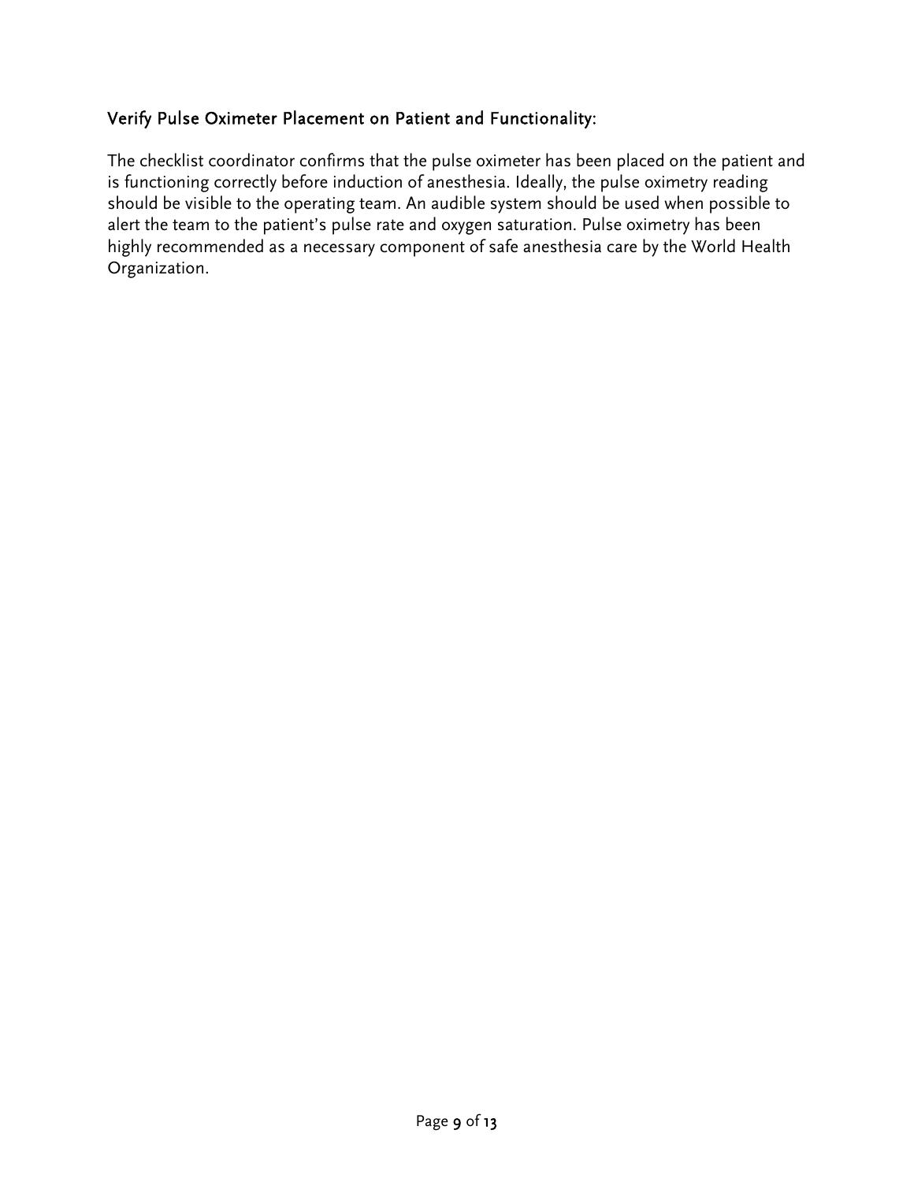### Verify Pulse Oximeter Placement on Patient and Functionality:

The checklist coordinator confirms that the pulse oximeter has been placed on the patient and is functioning correctly before induction of anesthesia. Ideally, the pulse oximetry reading should be visible to the operating team. An audible system should be used when possible to alert the team to the patient's pulse rate and oxygen saturation. Pulse oximetry has been highly recommended as a necessary component of safe anesthesia care by the World Health Organization.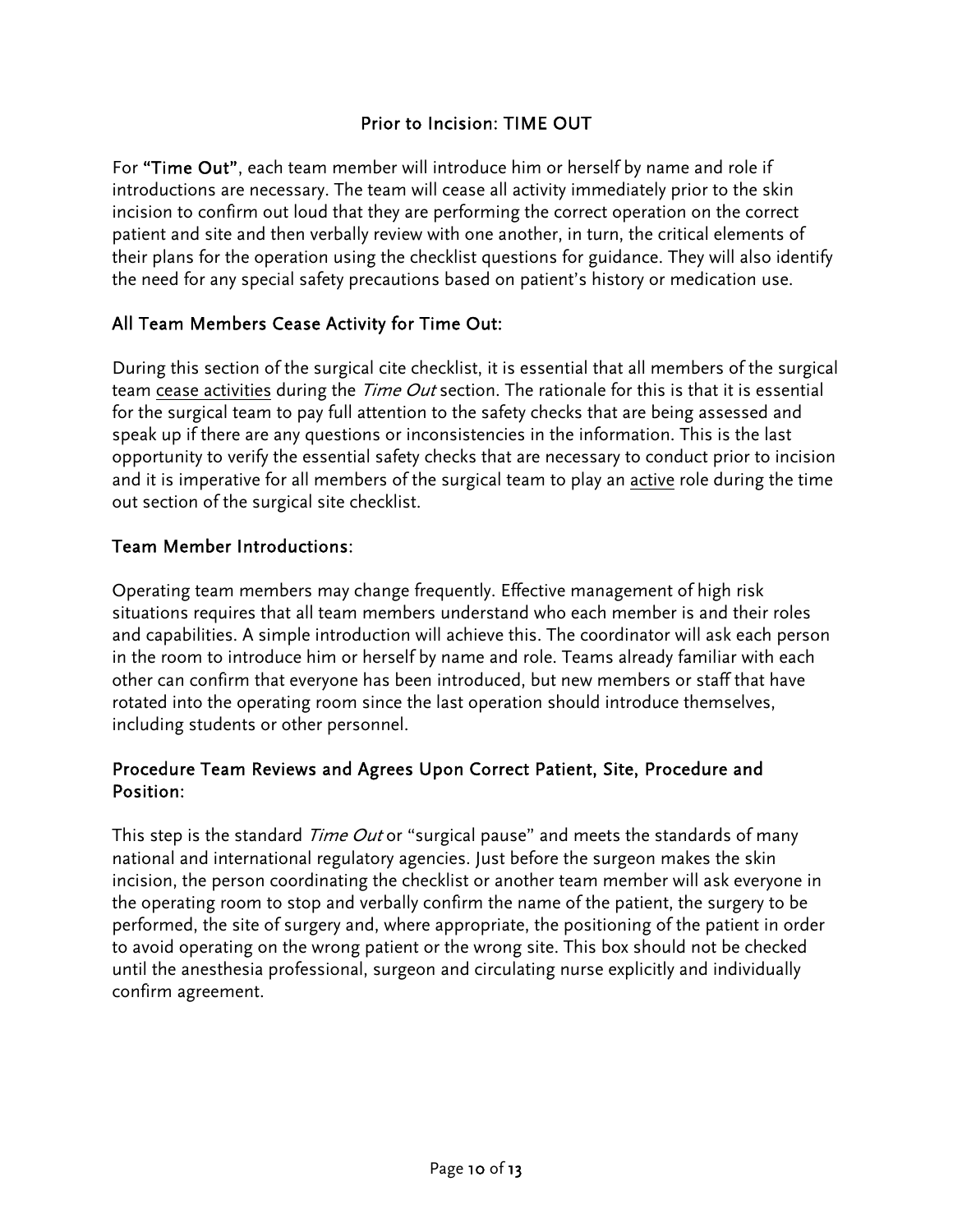## Prior to Incision: TIME OUT

For **"Time Out"**, each team member will introduce him or herself by name and role if introductions are necessary. The team will cease all activity immediately prior to the skin incision to confirm out loud that they are performing the correct operation on the correct patient and site and then verbally review with one another, in turn, the critical elements of their plans for the operation using the checklist questions for guidance. They will also identify the need for any special safety precautions based on patient's history or medication use.

### All Team Members Cease Activity for Time Out:

During this section of the surgical cite checklist, it is essential that all members of the surgical team <u>cease activities</u> during the *Time Out* section. The rationale for this is that it is essential for the surgical team to pay full attention to the safety checks that are being assessed and speak up if there are any questions or inconsistencies in the information. This is the last opportunity to verify the essential safety checks that are necessary to conduct prior to incision and it is imperative for all members of the surgical team to play an <u>active</u> role during the time out section of the surgical site checklist.

### Team Member Introductions:

Operating team members may change frequently. Effective management of high risk situations requires that all team members understand who each member is and their roles and capabilities. A simple introduction will achieve this. The coordinator will ask each person in the room to introduce him or herself by name and role. Teams already familiar with each other can confirm that everyone has been introduced, but new members or staff that have rotated into the operating room since the last operation should introduce themselves, including students or other personnel.

### Procedure Team Reviews and Agrees Upon Correct Patient, Site, Procedure and Position:

This step is the standard *Time Out* or "surgical pause" and meets the standards of many national and international regulatory agencies. Just before the surgeon makes the skin incision, the person coordinating the checklist or another team member will ask everyone in the operating room to stop and verbally confirm the name of the patient, the surgery to be performed, the site of surgery and, where appropriate, the positioning of the patient in order to avoid operating on the wrong patient or the wrong site. This box should not be checked until the anesthesia professional, surgeon and circulating nurse explicitly and individually confirm agreement.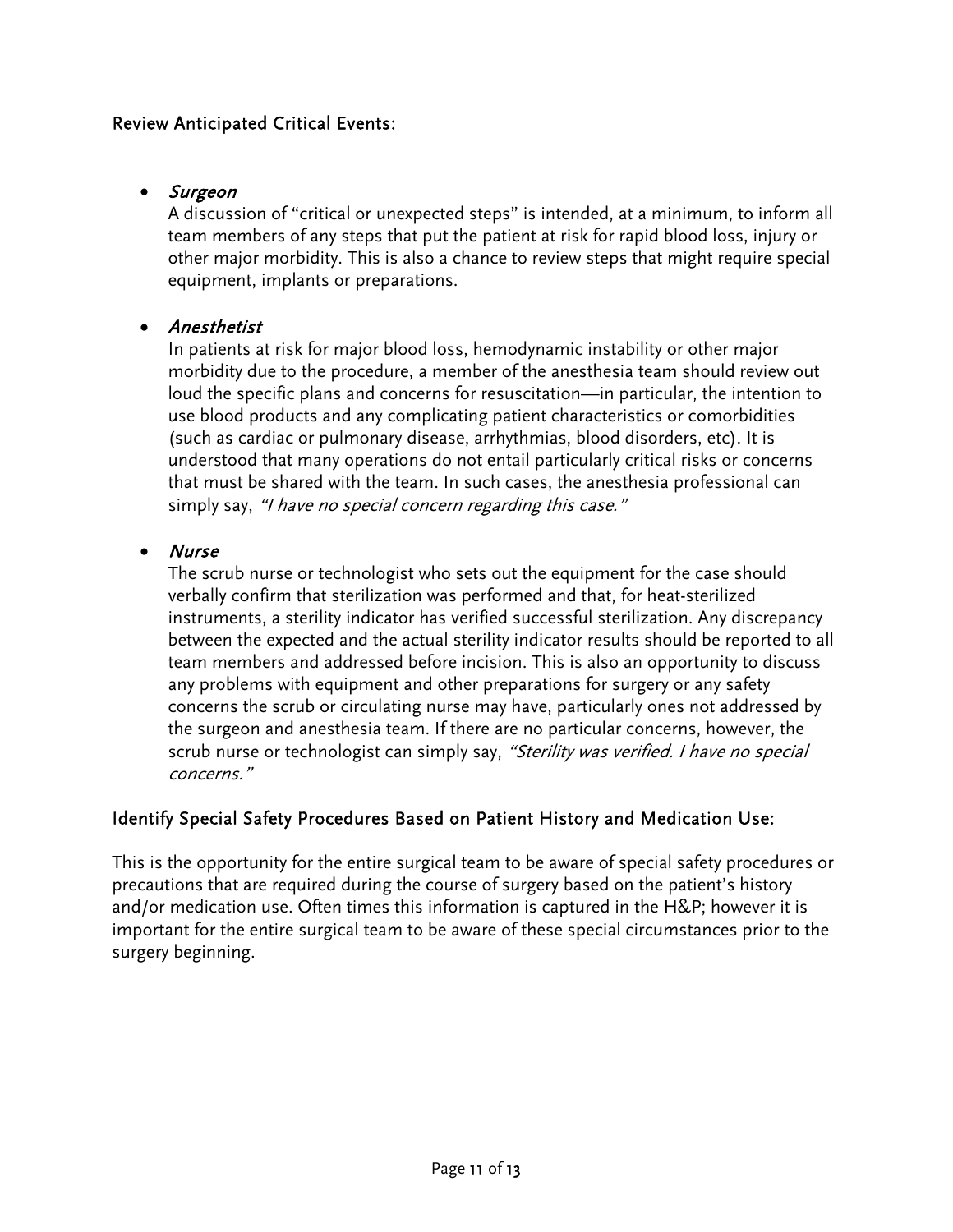## Review Anticipated Critical Events:

- *Surgeon*

  A discussion of "critical or unexpected steps" is intended, at a minimum, to inform all team members of any steps that put the patient at risk for rapid blood loss, injury or other major morbidity. This is also a chance to review steps that might require special equipment, implants or preparations.

- *Anesthetist*

  In patients at risk for major blood loss, hemodynamic instability or other major morbidity due to the procedure, a member of the anesthesia team should review out loud the specific plans and concerns for resuscitation—in particular, the intention to use blood products and any complicating patient characteristics or comorbidities (such as cardiac or pulmonary disease, arrhythmias, blood disorders, etc). It is understood that many operations do not entail particularly critical risks or concerns that must be shared with the team. In such cases, the anesthesia professional can simply say, *"I have no special concern regarding this case."*

- *Nurse*

  The scrub nurse or technologist who sets out the equipment for the case should verbally confirm that sterilization was performed and that, for heat-sterilized instruments, a sterility indicator has verified successful sterilization. Any discrepancy between the expected and the actual sterility indicator results should be reported to all team members and addressed before incision. This is also an opportunity to discuss any problems with equipment and other preparations for surgery or any safety concerns the scrub or circulating nurse may have, particularly ones not addressed by the surgeon and anesthesia team. If there are no particular concerns, however, the scrub nurse or technologist can simply say, *"Sterility was verified. I have no special concerns."*

## Identify Special Safety Procedures Based on Patient History and Medication Use:

This is the opportunity for the entire surgical team to be aware of special safety procedures or precautions that are required during the course of surgery based on the patient's history and/or medication use. Often times this information is captured in the H&P; however it is important for the entire surgical team to be aware of these special circumstances prior to the surgery beginning.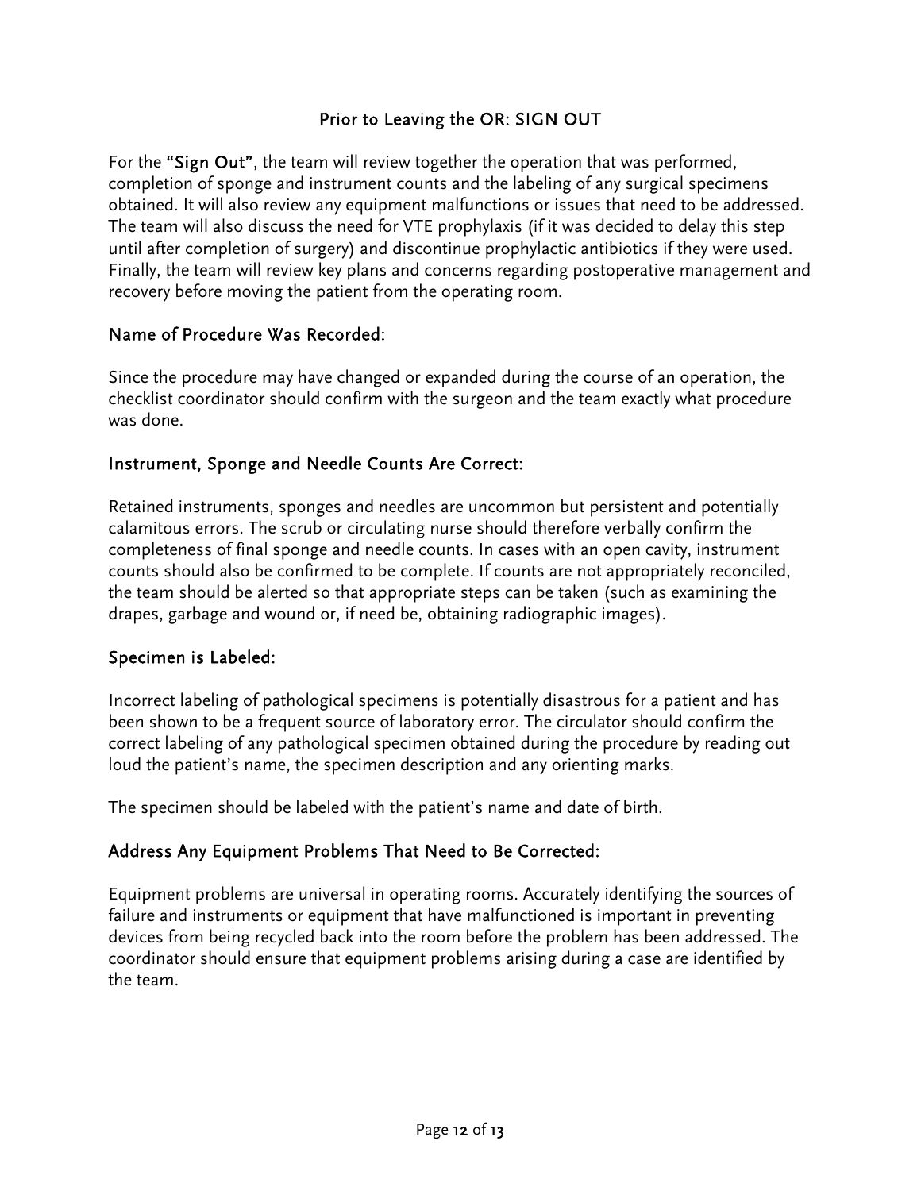## Prior to Leaving the OR: SIGN OUT

For the **"Sign Out"**, the team will review together the operation that was performed, completion of sponge and instrument counts and the labeling of any surgical specimens obtained. It will also review any equipment malfunctions or issues that need to be addressed. The team will also discuss the need for VTE prophylaxis (if it was decided to delay this step until after completion of surgery) and discontinue prophylactic antibiotics if they were used. Finally, the team will review key plans and concerns regarding postoperative management and recovery before moving the patient from the operating room.

### Name of Procedure Was Recorded:

Since the procedure may have changed or expanded during the course of an operation, the checklist coordinator should confirm with the surgeon and the team exactly what procedure was done.

### Instrument, Sponge and Needle Counts Are Correct:

Retained instruments, sponges and needles are uncommon but persistent and potentially calamitous errors. The scrub or circulating nurse should therefore verbally confirm the completeness of final sponge and needle counts. In cases with an open cavity, instrument counts should also be confirmed to be complete. If counts are not appropriately reconciled, the team should be alerted so that appropriate steps can be taken (such as examining the drapes, garbage and wound or, if need be, obtaining radiographic images).

### Specimen is Labeled:

Incorrect labeling of pathological specimens is potentially disastrous for a patient and has been shown to be a frequent source of laboratory error. The circulator should confirm the correct labeling of any pathological specimen obtained during the procedure by reading out loud the patient's name, the specimen description and any orienting marks.

The specimen should be labeled with the patient's name and date of birth.

### Address Any Equipment Problems That Need to Be Corrected:

Equipment problems are universal in operating rooms. Accurately identifying the sources of failure and instruments or equipment that have malfunctioned is important in preventing devices from being recycled back into the room before the problem has been addressed. The coordinator should ensure that equipment problems arising during a case are identified by the team.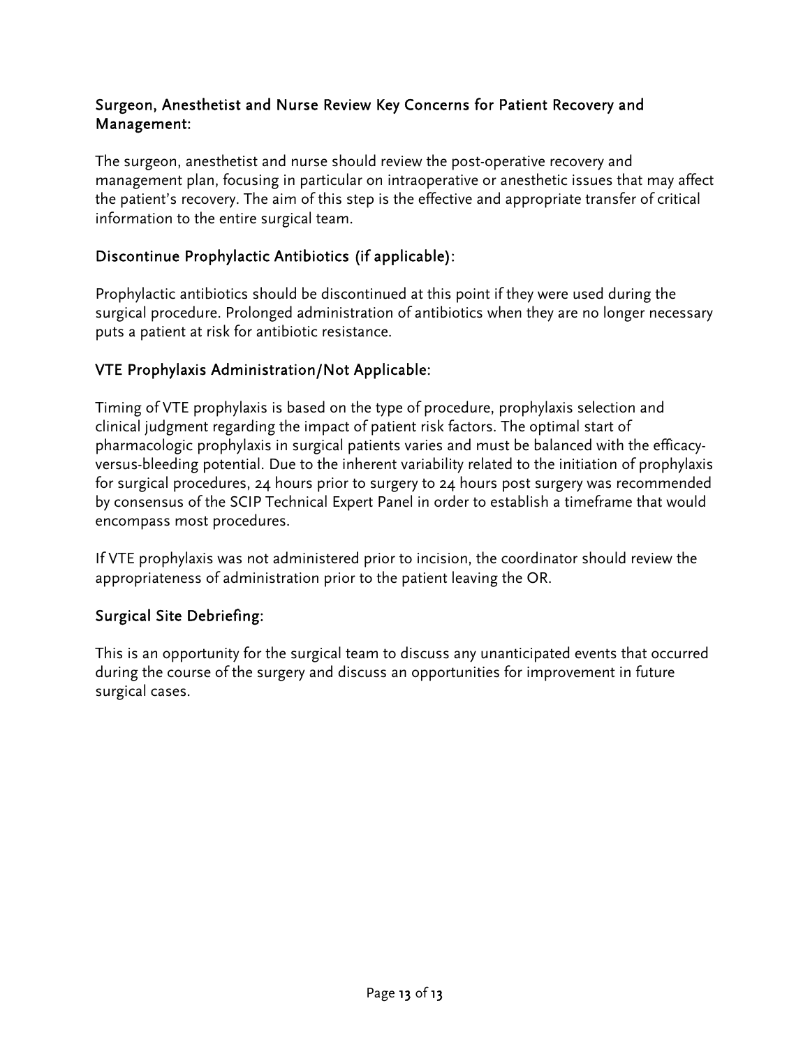### Surgeon, Anesthetist and Nurse Review Key Concerns for Patient Recovery and Management:

The surgeon, anesthetist and nurse should review the post-operative recovery and management plan, focusing in particular on intraoperative or anesthetic issues that may affect the patient's recovery. The aim of this step is the effective and appropriate transfer of critical information to the entire surgical team.

### Discontinue Prophylactic Antibiotics (if applicable):

Prophylactic antibiotics should be discontinued at this point if they were used during the surgical procedure. Prolonged administration of antibiotics when they are no longer necessary puts a patient at risk for antibiotic resistance.

### VTE Prophylaxis Administration/Not Applicable:

Timing of VTE prophylaxis is based on the type of procedure, prophylaxis selection and clinical judgment regarding the impact of patient risk factors. The optimal start of pharmacologic prophylaxis in surgical patients varies and must be balanced with the efficacy-versus-bleeding potential. Due to the inherent variability related to the initiation of prophylaxis for surgical procedures, 24 hours prior to surgery to 24 hours post surgery was recommended by consensus of the SCIP Technical Expert Panel in order to establish a timeframe that would encompass most procedures.

If VTE prophylaxis was not administered prior to incision, the coordinator should review the appropriateness of administration prior to the patient leaving the OR.

### Surgical Site Debriefing:

This is an opportunity for the surgical team to discuss any unanticipated events that occurred during the course of the surgery and discuss an opportunities for improvement in future surgical cases.